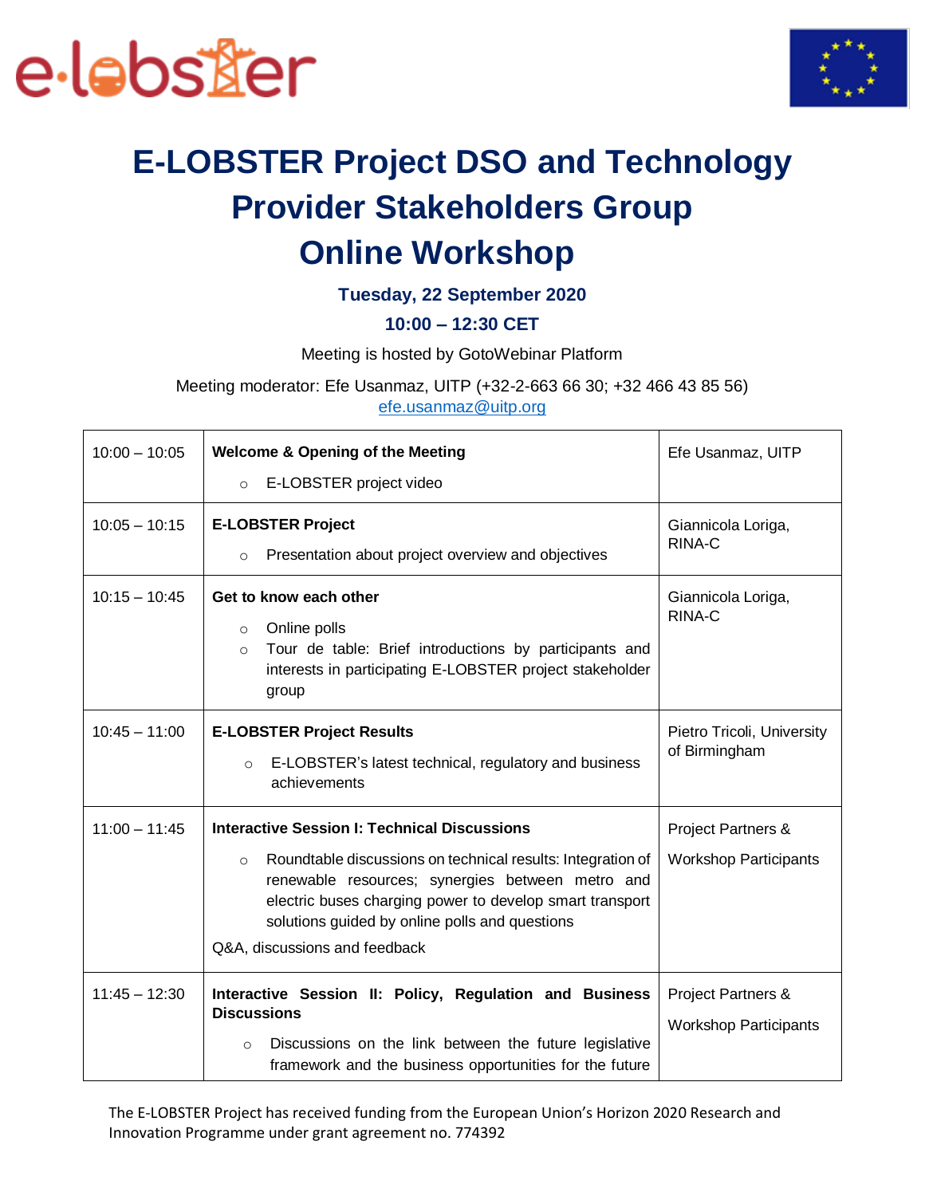# E-LOBSTER Project DSO and Technology Provider Stakeholders Group Online Workshop

**Tuesday, 22 September 2020**

**10:00 – 12:30 CET**

Meeting is hosted by GotoWebinar Platform

Meeting moderator: Efe Usanmaz, UITP (+32-2-663 66 30; +32 466 43 85 56)
efe.usanmaz@uitp.org

| | | |
|---|---|---|
| 10:00 – 10:05 | **Welcome & Opening of the Meeting**<br>◦ E-LOBSTER project video | Efe Usanmaz, UITP |
| 10:05 – 10:15 | **E-LOBSTER Project**<br>◦ Presentation about project overview and objectives | Giannicola Loriga, RINA-C |
| 10:15 – 10:45 | **Get to know each other**<br>◦ Online polls<br>◦ Tour de table: Brief introductions by participants and interests in participating E-LOBSTER project stakeholder group | Giannicola Loriga, RINA-C |
| 10:45 – 11:00 | **E-LOBSTER Project Results**<br>◦ E-LOBSTER's latest technical, regulatory and business achievements | Pietro Tricoli, University of Birmingham |
| 11:00 – 11:45 | **Interactive Session I: Technical Discussions**<br>◦ Roundtable discussions on technical results: Integration of renewable resources; synergies between metro and electric buses charging power to develop smart transport solutions guided by online polls and questions<br>Q&A, discussions and feedback | Project Partners & Workshop Participants |
| 11:45 – 12:30 | **Interactive Session II: Policy, Regulation and Business Discussions**<br>◦ Discussions on the link between the future legislative framework and the business opportunities for the future | Project Partners & Workshop Participants |

The E-LOBSTER Project has received funding from the European Union's Horizon 2020 Research and Innovation Programme under grant agreement no. 774392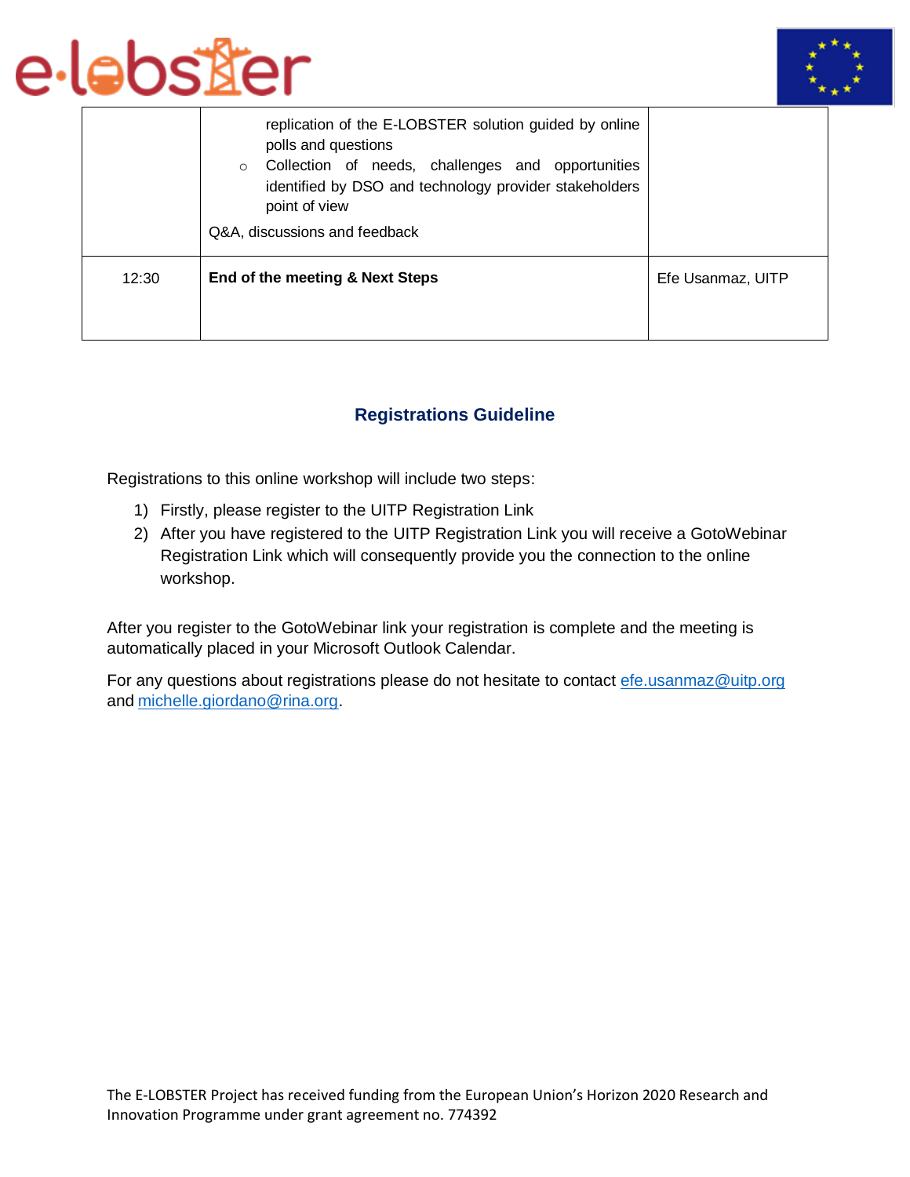| | | |
|---|---|---|
| | replication of the E-LOBSTER solution guided by online polls and questions<br>◦ Collection of needs, challenges and opportunities identified by DSO and technology provider stakeholders point of view<br><br>Q&A, discussions and feedback | |
| 12:30 | **End of the meeting & Next Steps** | Efe Usanmaz, UITP |

## Registrations Guideline

Registrations to this online workshop will include two steps:

1) Firstly, please register to the UITP Registration Link
2) After you have registered to the UITP Registration Link you will receive a GotoWebinar Registration Link which will consequently provide you the connection to the online workshop.

After you register to the GotoWebinar link your registration is complete and the meeting is automatically placed in your Microsoft Outlook Calendar.

For any questions about registrations please do not hesitate to contact efe.usanmaz@uitp.org and michelle.giordano@rina.org.

The E-LOBSTER Project has received funding from the European Union's Horizon 2020 Research and Innovation Programme under grant agreement no. 774392